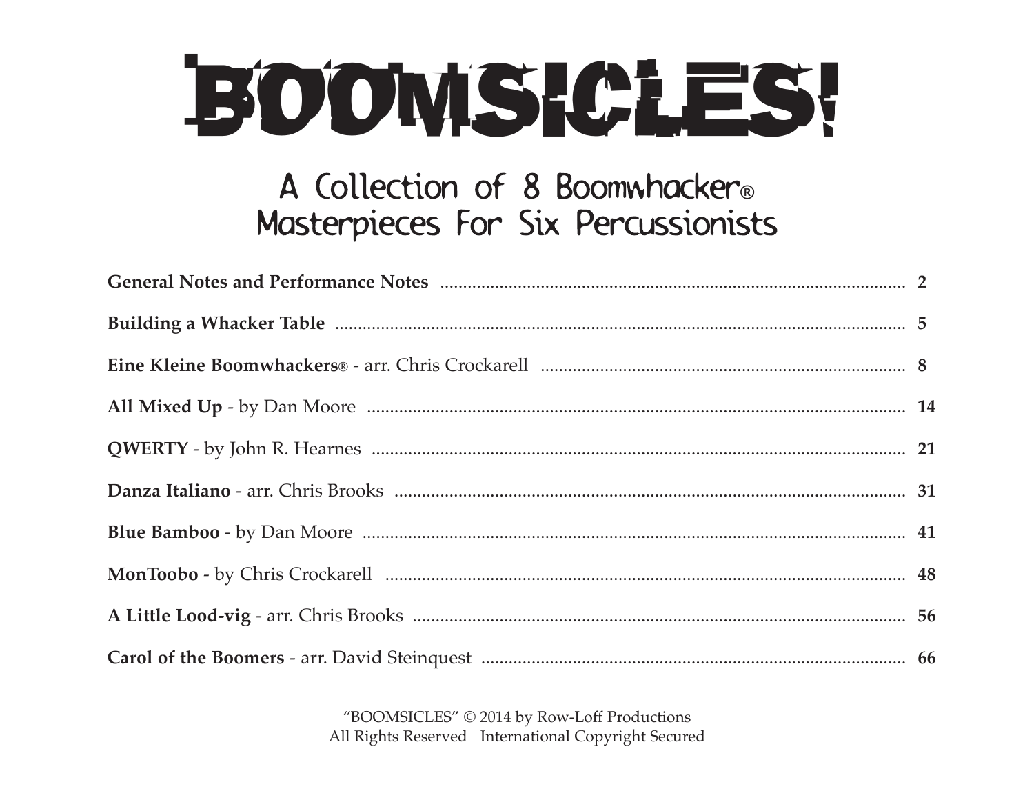# BOOMSICLES!

## A Collection of 8 Boomwhacker® Masterpieces For Six Percussionists

**General Notes and Performance Notes** .......... 2

**Building a Whacker Table** .......... 5

**Eine Kleine Boomwhackers**® - arr. Chris Crockarell .......... 8

**All Mixed Up** - by Dan Moore .......... 14

**QWERTY** - by John R. Hearnes .......... 21

**Danza Italiano** - arr. Chris Brooks .......... 31

**Blue Bamboo** - by Dan Moore .......... 41

**MonToobo** - by Chris Crockarell .......... 48

**A Little Lood-vig** - arr. Chris Brooks .......... 56

**Carol of the Boomers** - arr. David Steinquest .......... 66

"BOOMSICLES" © 2014 by Row-Loff Productions
All Rights Reserved International Copyright Secured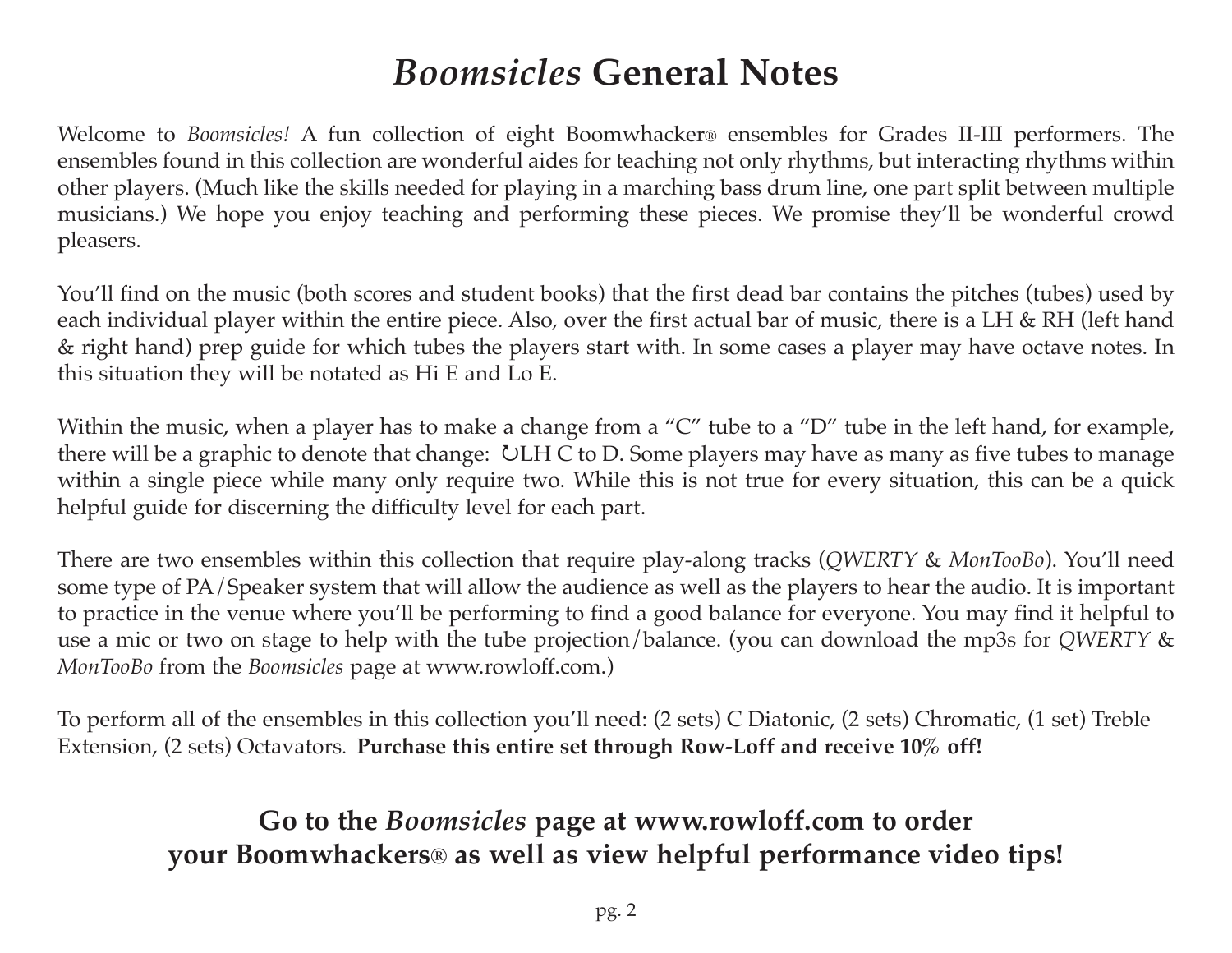# *Boomsicles* General Notes

Welcome to *Boomsicles!* A fun collection of eight Boomwhacker® ensembles for Grades II-III performers. The ensembles found in this collection are wonderful aides for teaching not only rhythms, but interacting rhythms within other players. (Much like the skills needed for playing in a marching bass drum line, one part split between multiple musicians.) We hope you enjoy teaching and performing these pieces. We promise they'll be wonderful crowd pleasers.

You'll find on the music (both scores and student books) that the first dead bar contains the pitches (tubes) used by each individual player within the entire piece. Also, over the first actual bar of music, there is a LH & RH (left hand & right hand) prep guide for which tubes the players start with. In some cases a player may have octave notes. In this situation they will be notated as Hi E and Lo E.

Within the music, when a player has to make a change from a "C" tube to a "D" tube in the left hand, for example, there will be a graphic to denote that change: ↻LH C to D. Some players may have as many as five tubes to manage within a single piece while many only require two. While this is not true for every situation, this can be a quick helpful guide for discerning the difficulty level for each part.

There are two ensembles within this collection that require play-along tracks (*QWERTY* & *MonTooBo*). You'll need some type of PA/Speaker system that will allow the audience as well as the players to hear the audio. It is important to practice in the venue where you'll be performing to find a good balance for everyone. You may find it helpful to use a mic or two on stage to help with the tube projection/balance. (you can download the mp3s for *QWERTY* & *MonTooBo* from the *Boomsicles* page at www.rowloff.com.)

To perform all of the ensembles in this collection you'll need: (2 sets) C Diatonic, (2 sets) Chromatic, (1 set) Treble Extension, (2 sets) Octavators. **Purchase this entire set through Row-Loff and receive 10% off!**

**Go to the *Boomsicles* page at www.rowloff.com to order your Boomwhackers® as well as view helpful performance video tips!**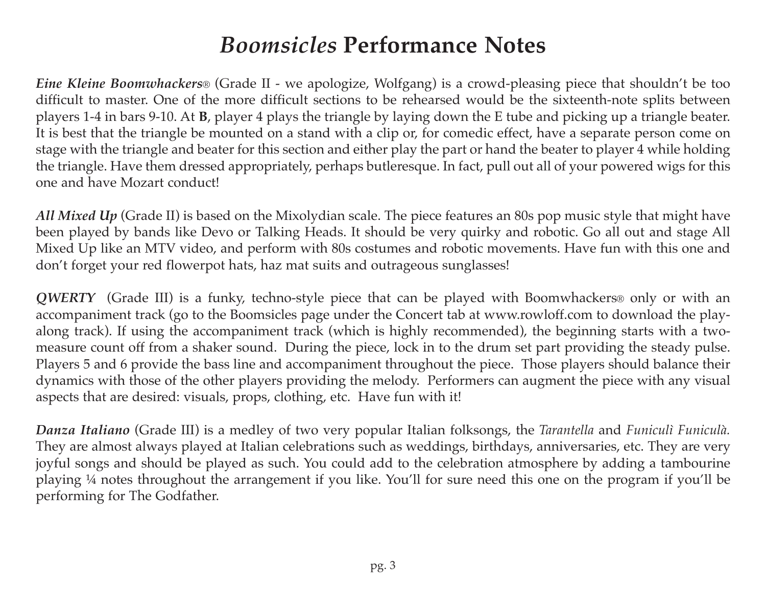# *Boomsicles* Performance Notes

***Eine Kleine Boomwhackers®*** (Grade II - we apologize, Wolfgang) is a crowd-pleasing piece that shouldn't be too difficult to master. One of the more difficult sections to be rehearsed would be the sixteenth-note splits between players 1-4 in bars 9-10. At **B**, player 4 plays the triangle by laying down the E tube and picking up a triangle beater. It is best that the triangle be mounted on a stand with a clip or, for comedic effect, have a separate person come on stage with the triangle and beater for this section and either play the part or hand the beater to player 4 while holding the triangle. Have them dressed appropriately, perhaps butleresque. In fact, pull out all of your powered wigs for this one and have Mozart conduct!

***All Mixed Up*** (Grade II) is based on the Mixolydian scale. The piece features an 80s pop music style that might have been played by bands like Devo or Talking Heads. It should be very quirky and robotic. Go all out and stage All Mixed Up like an MTV video, and perform with 80s costumes and robotic movements. Have fun with this one and don't forget your red flowerpot hats, haz mat suits and outrageous sunglasses!

***QWERTY*** (Grade III) is a funky, techno-style piece that can be played with Boomwhackers® only or with an accompaniment track (go to the Boomsicles page under the Concert tab at www.rowloff.com to download the play-along track). If using the accompaniment track (which is highly recommended), the beginning starts with a two-measure count off from a shaker sound. During the piece, lock in to the drum set part providing the steady pulse. Players 5 and 6 provide the bass line and accompaniment throughout the piece. Those players should balance their dynamics with those of the other players providing the melody. Performers can augment the piece with any visual aspects that are desired: visuals, props, clothing, etc. Have fun with it!

***Danza Italiano*** (Grade III) is a medley of two very popular Italian folksongs, the *Tarantella* and *Funiculì Funiculà.* They are almost always played at Italian celebrations such as weddings, birthdays, anniversaries, etc. They are very joyful songs and should be played as such. You could add to the celebration atmosphere by adding a tambourine playing ¼ notes throughout the arrangement if you like. You'll for sure need this one on the program if you'll be performing for The Godfather.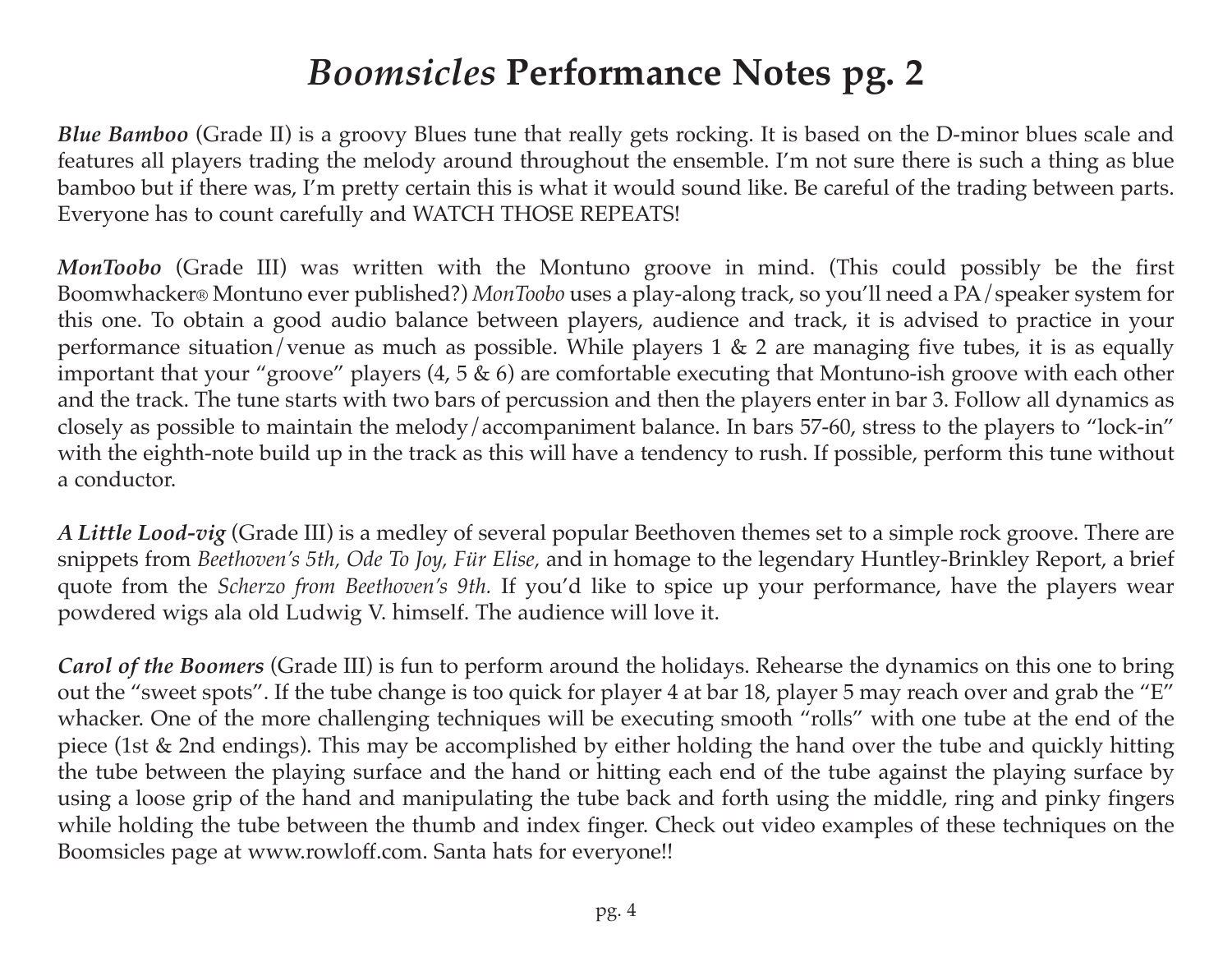# *Boomsicles* Performance Notes pg. 2

***Blue Bamboo*** (Grade II) is a groovy Blues tune that really gets rocking. It is based on the D-minor blues scale and features all players trading the melody around throughout the ensemble. I'm not sure there is such a thing as blue bamboo but if there was, I'm pretty certain this is what it would sound like. Be careful of the trading between parts. Everyone has to count carefully and WATCH THOSE REPEATS!

***MonToobo*** (Grade III) was written with the Montuno groove in mind. (This could possibly be the first Boomwhacker® Montuno ever published?) *MonToobo* uses a play-along track, so you'll need a PA/speaker system for this one. To obtain a good audio balance between players, audience and track, it is advised to practice in your performance situation/venue as much as possible. While players 1 & 2 are managing five tubes, it is as equally important that your "groove" players (4, 5 & 6) are comfortable executing that Montuno-ish groove with each other and the track. The tune starts with two bars of percussion and then the players enter in bar 3. Follow all dynamics as closely as possible to maintain the melody/accompaniment balance. In bars 57-60, stress to the players to "lock-in" with the eighth-note build up in the track as this will have a tendency to rush. If possible, perform this tune without a conductor.

***A Little Lood-vig*** (Grade III) is a medley of several popular Beethoven themes set to a simple rock groove. There are snippets from *Beethoven's 5th, Ode To Joy, Für Elise,* and in homage to the legendary Huntley-Brinkley Report, a brief quote from the *Scherzo from Beethoven's 9th.* If you'd like to spice up your performance, have the players wear powdered wigs ala old Ludwig V. himself. The audience will love it.

***Carol of the Boomers*** (Grade III) is fun to perform around the holidays. Rehearse the dynamics on this one to bring out the "sweet spots". If the tube change is too quick for player 4 at bar 18, player 5 may reach over and grab the "E" whacker. One of the more challenging techniques will be executing smooth "rolls" with one tube at the end of the piece (1st & 2nd endings). This may be accomplished by either holding the hand over the tube and quickly hitting the tube between the playing surface and the hand or hitting each end of the tube against the playing surface by using a loose grip of the hand and manipulating the tube back and forth using the middle, ring and pinky fingers while holding the tube between the thumb and index finger. Check out video examples of these techniques on the Boomsicles page at www.rowloff.com. Santa hats for everyone!!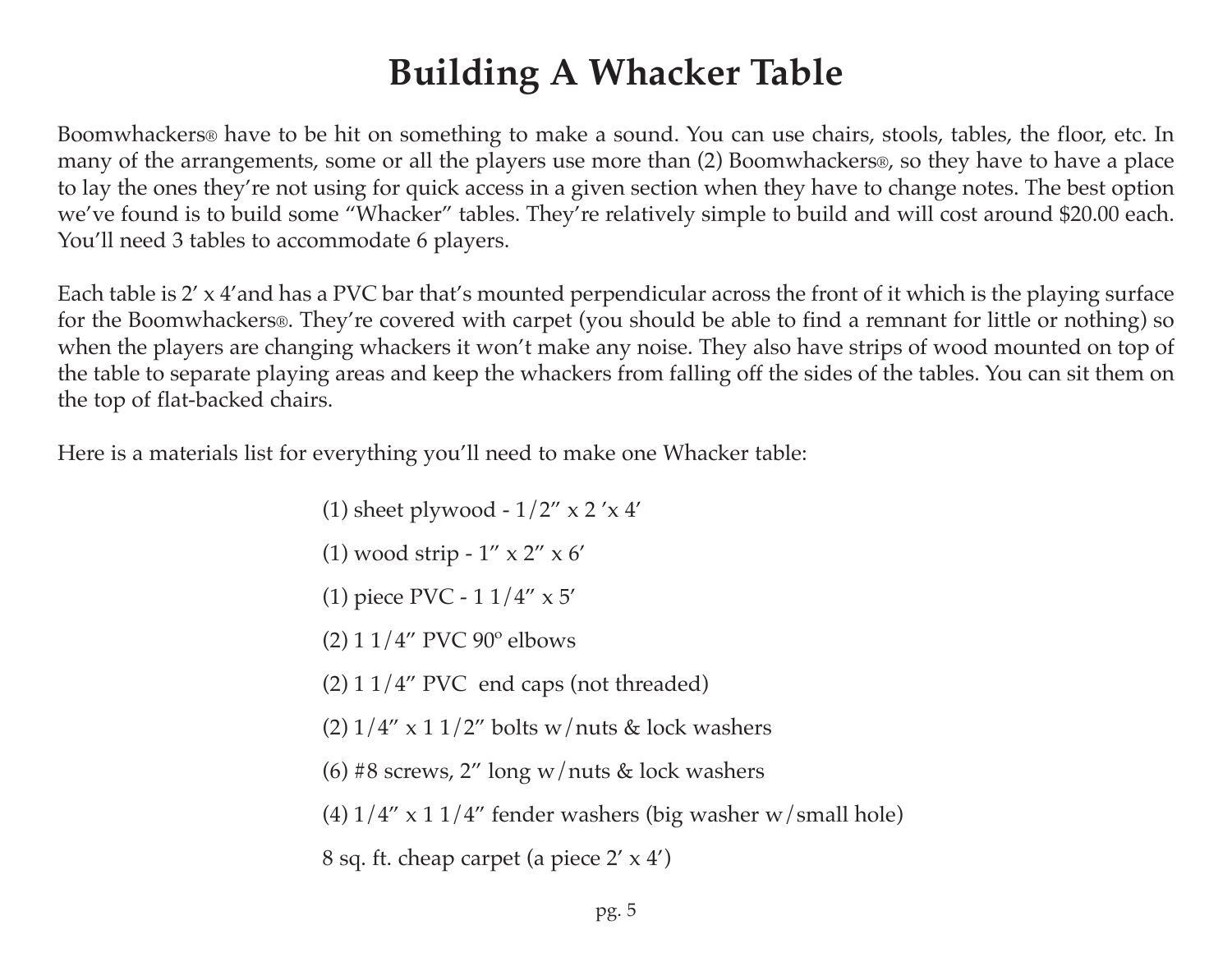# Building A Whacker Table

Boomwhackers® have to be hit on something to make a sound. You can use chairs, stools, tables, the floor, etc. In many of the arrangements, some or all the players use more than (2) Boomwhackers®, so they have to have a place to lay the ones they're not using for quick access in a given section when they have to change notes. The best option we've found is to build some "Whacker" tables. They're relatively simple to build and will cost around $20.00 each. You'll need 3 tables to accommodate 6 players.

Each table is 2' x 4'and has a PVC bar that's mounted perpendicular across the front of it which is the playing surface for the Boomwhackers®. They're covered with carpet (you should be able to find a remnant for little or nothing) so when the players are changing whackers it won't make any noise. They also have strips of wood mounted on top of the table to separate playing areas and keep the whackers from falling off the sides of the tables. You can sit them on the top of flat-backed chairs.

Here is a materials list for everything you'll need to make one Whacker table:

(1) sheet plywood - 1/2" x 2 'x 4'

(1) wood strip - 1" x 2" x 6'

(1) piece PVC - 1 1/4" x 5'

(2) 1 1/4" PVC 90º elbows

(2) 1 1/4" PVC end caps (not threaded)

(2) 1/4" x 1 1/2" bolts w/nuts & lock washers

(6) #8 screws, 2" long w/nuts & lock washers

(4) 1/4" x 1 1/4" fender washers (big washer w/small hole)

8 sq. ft. cheap carpet (a piece 2' x 4')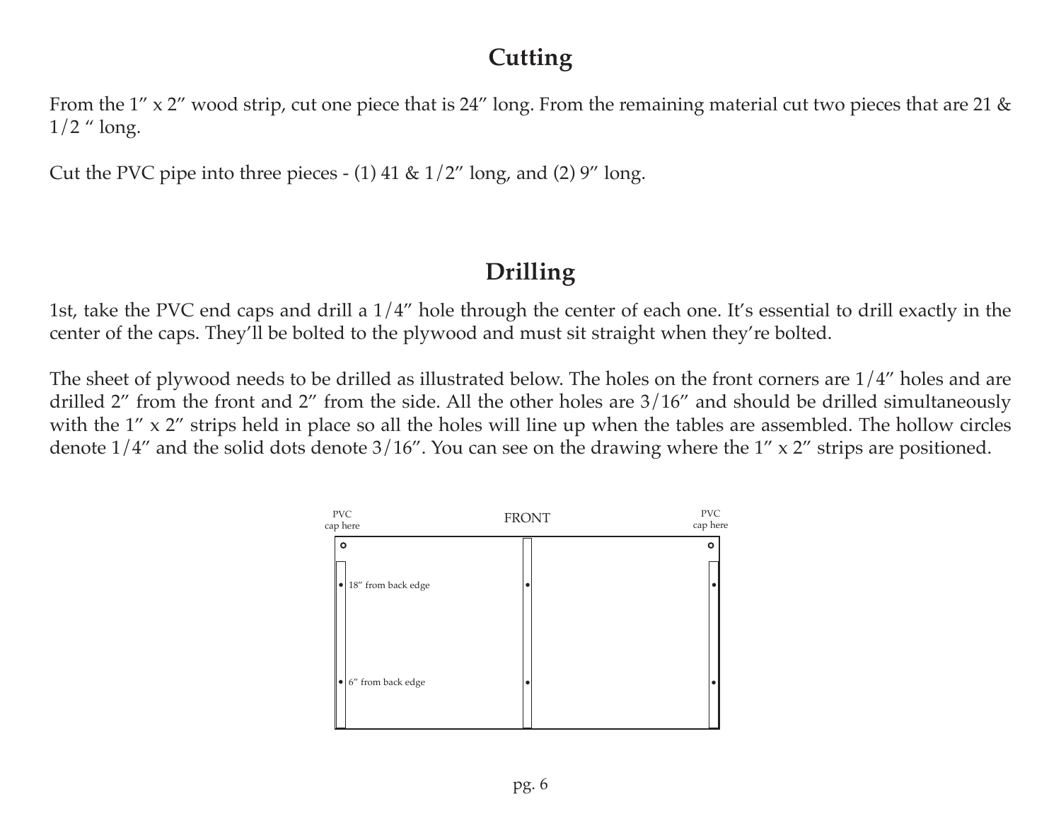## Cutting

From the 1" x 2" wood strip, cut one piece that is 24" long. From the remaining material cut two pieces that are 21 & 1/2 " long.

Cut the PVC pipe into three pieces - (1) 41 & 1/2" long, and (2) 9" long.

## Drilling

1st, take the PVC end caps and drill a 1/4" hole through the center of each one. It's essential to drill exactly in the center of the caps. They'll be bolted to the plywood and must sit straight when they're bolted.

The sheet of plywood needs to be drilled as illustrated below. The holes on the front corners are 1/4" holes and are drilled 2" from the front and 2" from the side. All the other holes are 3/16" and should be drilled simultaneously with the 1" x 2" strips held in place so all the holes will line up when the tables are assembled. The hollow circles denote 1/4" and the solid dots denote 3/16". You can see on the drawing where the 1" x 2" strips are positioned.

PVC cap here

FRONT

PVC cap here

18" from back edge

6" from back edge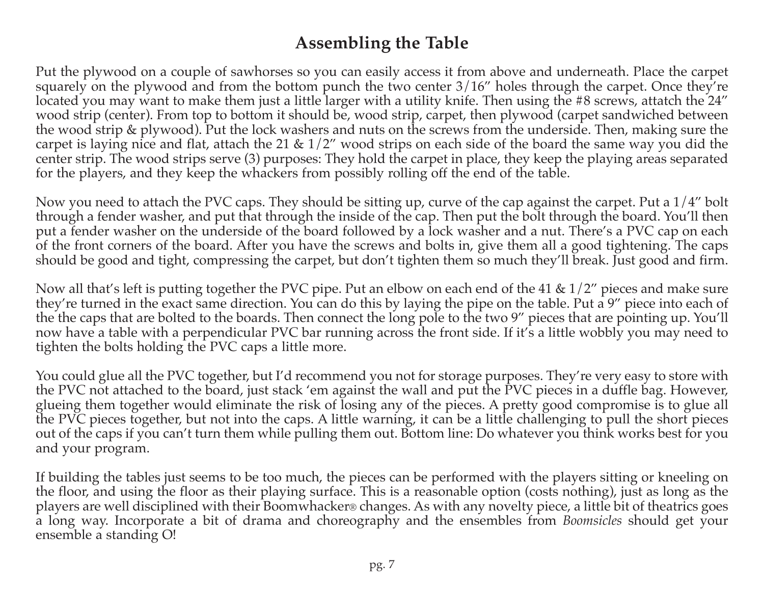## Assembling the Table

Put the plywood on a couple of sawhorses so you can easily access it from above and underneath. Place the carpet squarely on the plywood and from the bottom punch the two center 3/16" holes through the carpet. Once they're located you may want to make them just a little larger with a utility knife. Then using the #8 screws, attatch the 24" wood strip (center). From top to bottom it should be, wood strip, carpet, then plywood (carpet sandwiched between the wood strip & plywood). Put the lock washers and nuts on the screws from the underside. Then, making sure the carpet is laying nice and flat, attach the 21 & 1/2" wood strips on each side of the board the same way you did the center strip. The wood strips serve (3) purposes: They hold the carpet in place, they keep the playing areas separated for the players, and they keep the whackers from possibly rolling off the end of the table.

Now you need to attach the PVC caps. They should be sitting up, curve of the cap against the carpet. Put a 1/4" bolt through a fender washer, and put that through the inside of the cap. Then put the bolt through the board. You'll then put a fender washer on the underside of the board followed by a lock washer and a nut. There's a PVC cap on each of the front corners of the board. After you have the screws and bolts in, give them all a good tightening. The caps should be good and tight, compressing the carpet, but don't tighten them so much they'll break. Just good and firm.

Now all that's left is putting together the PVC pipe. Put an elbow on each end of the 41 & 1/2" pieces and make sure they're turned in the exact same direction. You can do this by laying the pipe on the table. Put a 9" piece into each of the the caps that are bolted to the boards. Then connect the long pole to the two 9" pieces that are pointing up. You'll now have a table with a perpendicular PVC bar running across the front side. If it's a little wobbly you may need to tighten the bolts holding the PVC caps a little more.

You could glue all the PVC together, but I'd recommend you not for storage purposes. They're very easy to store with the PVC not attached to the board, just stack 'em against the wall and put the PVC pieces in a duffle bag. However, glueing them together would eliminate the risk of losing any of the pieces. A pretty good compromise is to glue all the PVC pieces together, but not into the caps. A little warning, it can be a little challenging to pull the short pieces out of the caps if you can't turn them while pulling them out. Bottom line: Do whatever you think works best for you and your program.

If building the tables just seems to be too much, the pieces can be performed with the players sitting or kneeling on the floor, and using the floor as their playing surface. This is a reasonable option (costs nothing), just as long as the players are well disciplined with their Boomwhacker® changes. As with any novelty piece, a little bit of theatrics goes a long way. Incorporate a bit of drama and choreography and the ensembles from *Boomsicles* should get your ensemble a standing O!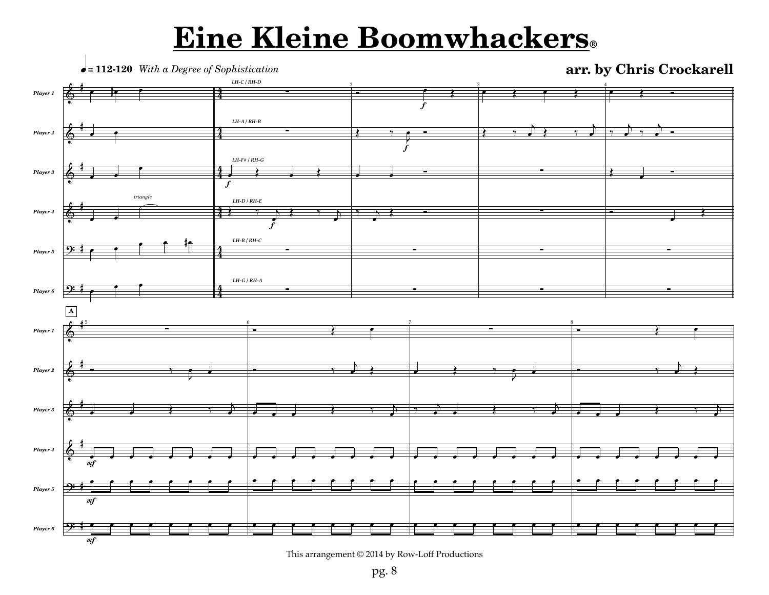# Eine Kleine Boomwhackers®

♩ = 112-120 *With a Degree of Sophistication*

**arr. by Chris Crockarell**

This arrangement © 2014 by Row-Loff Productions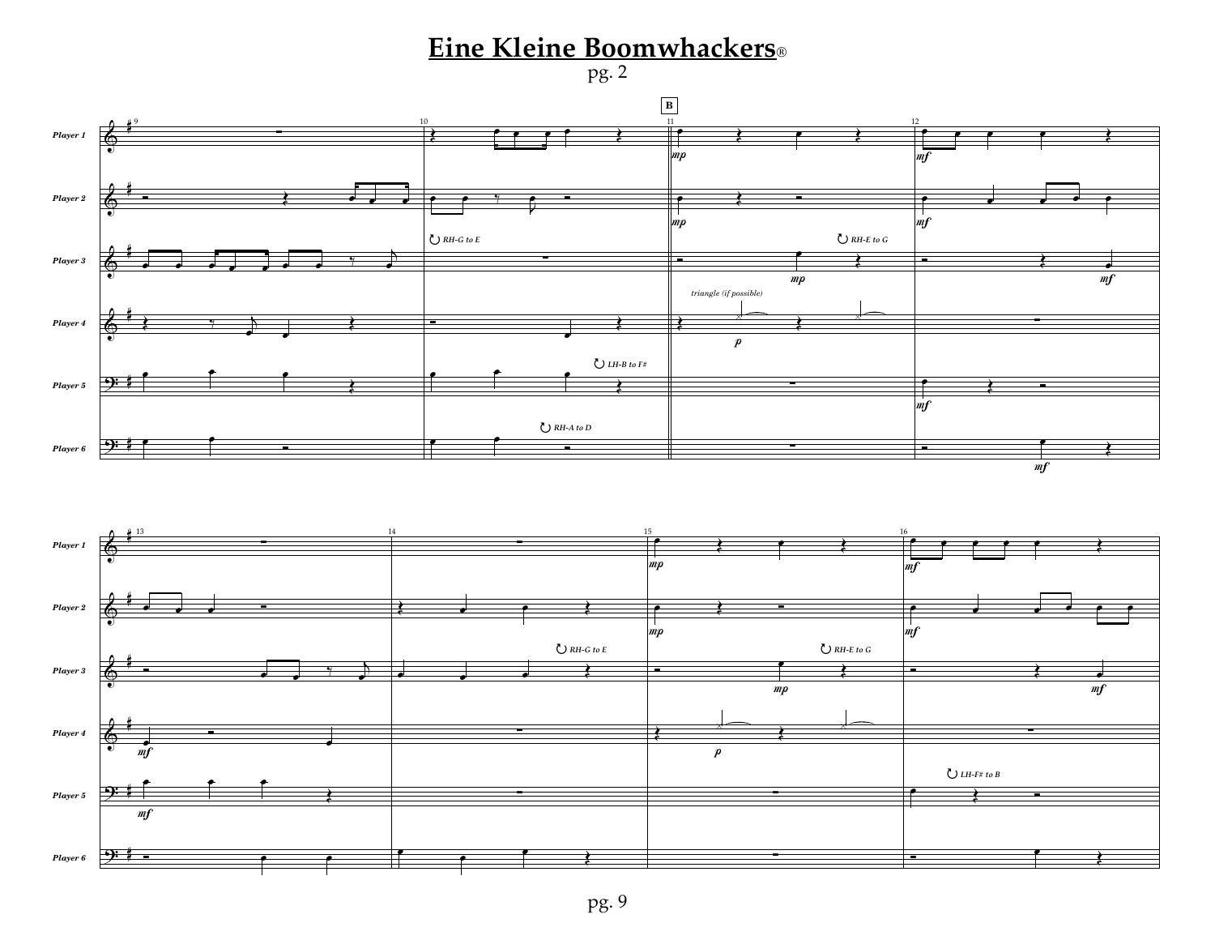# Eine Kleine Boomwhackers®

pg. 2

**B**

*Player 1*

*Player 2*

*Player 3*

*Player 4*

*Player 5*

*Player 6*

*RH-G to E*

*RH-E to G*

*triangle (if possible)*

*LH-B to F#*

*RH-A to D*

*LH-F# to B*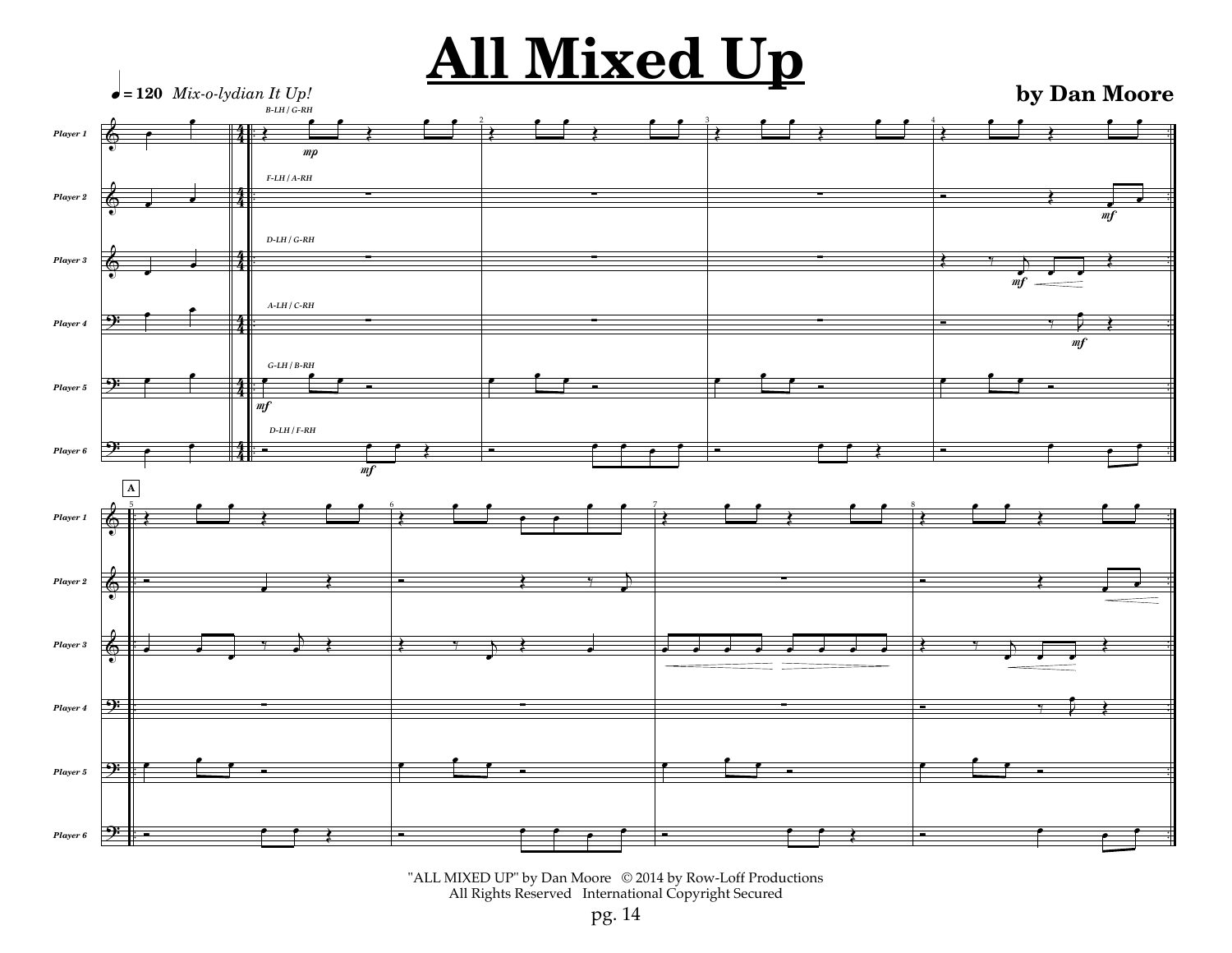# All Mixed Up

♩ = 120 *Mix-o-lydian It Up!*

**by Dan Moore**

"ALL MIXED UP" by Dan Moore © 2014 by Row-Loff Productions
All Rights Reserved International Copyright Secured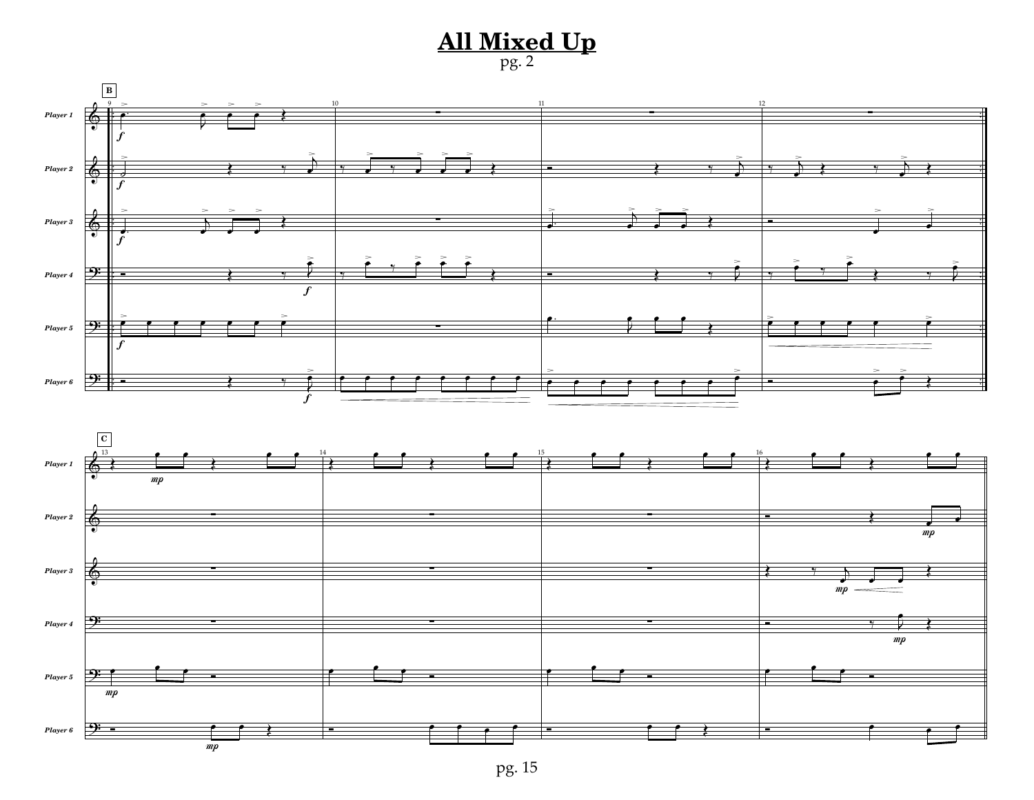# All Mixed Up

pg. 2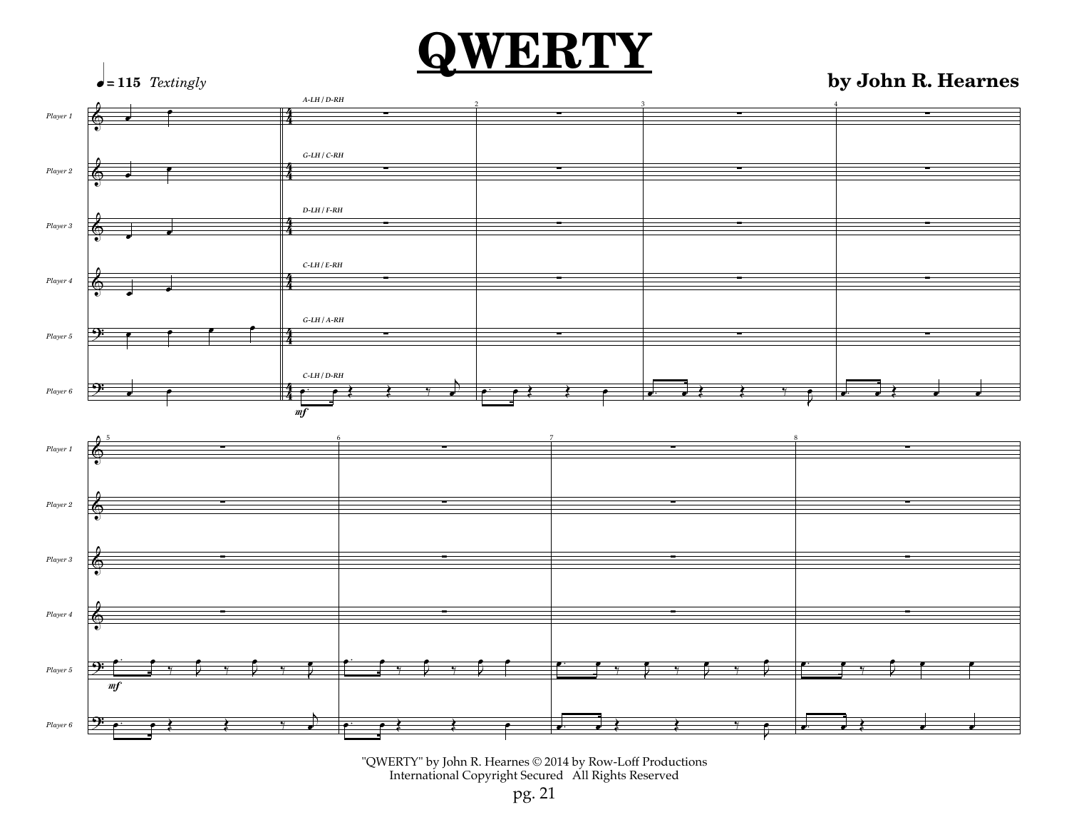# QWERTY

**by John R. Hearnes**

♩ = 115 *Textingly*

"QWERTY" by John R. Hearnes © 2014 by Row-Loff Productions
International Copyright Secured All Rights Reserved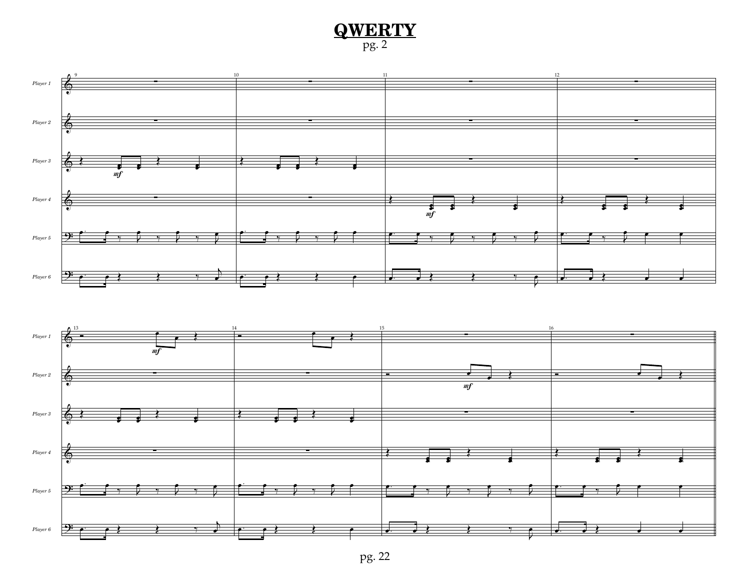# QWERTY

pg. 2

Player 1

Player 2

Player 3

Player 4

Player 5

Player 6

*mf*

*mf*

Player 1

Player 2

Player 3

Player 4

Player 5

Player 6

*mf*

*mf*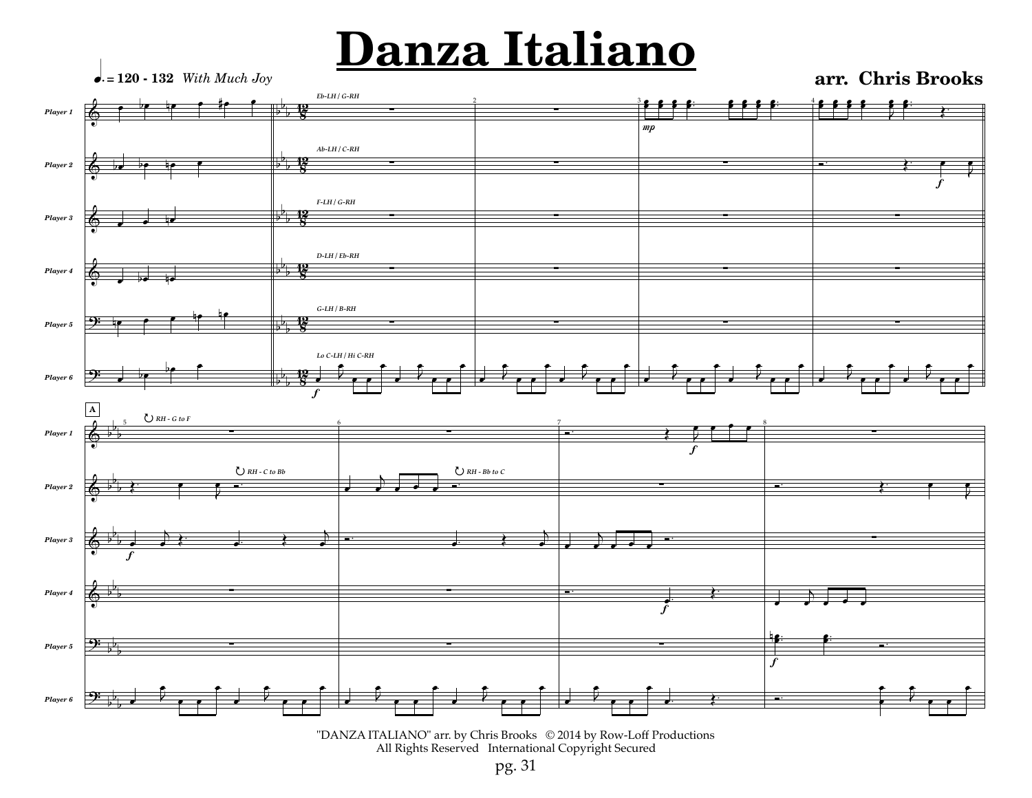# Danza Italiano

♩. = 120 - 132 *With Much Joy*

**arr. Chris Brooks**

"DANZA ITALIANO" arr. by Chris Brooks © 2014 by Row-Loff Productions
All Rights Reserved International Copyright Secured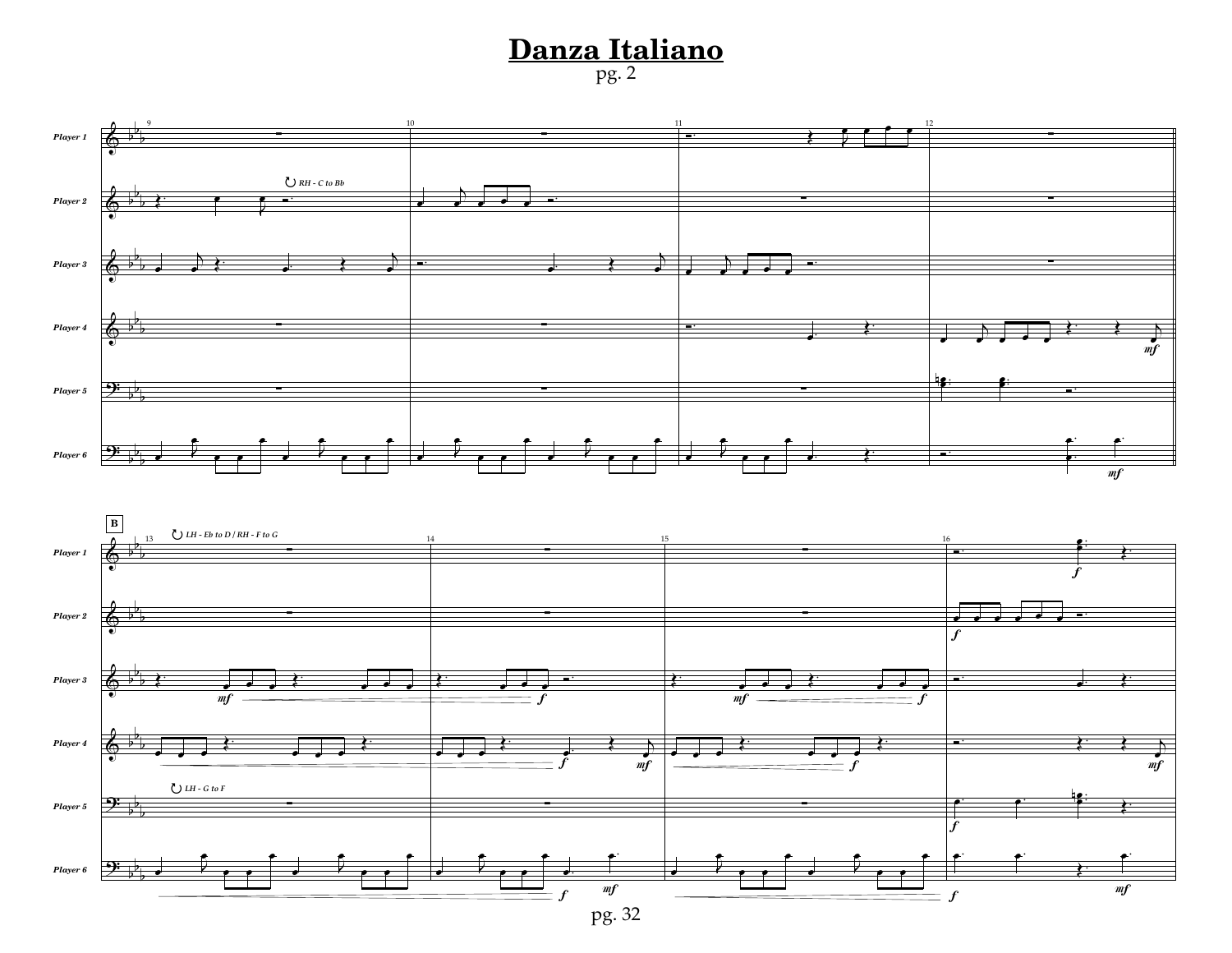# Danza Italiano

pg. 2

Player 1

Player 2

Player 3

Player 4

Player 5

Player 6

RH - C to Bb

B

LH - Eb to D / RH - F to G

LH - G to F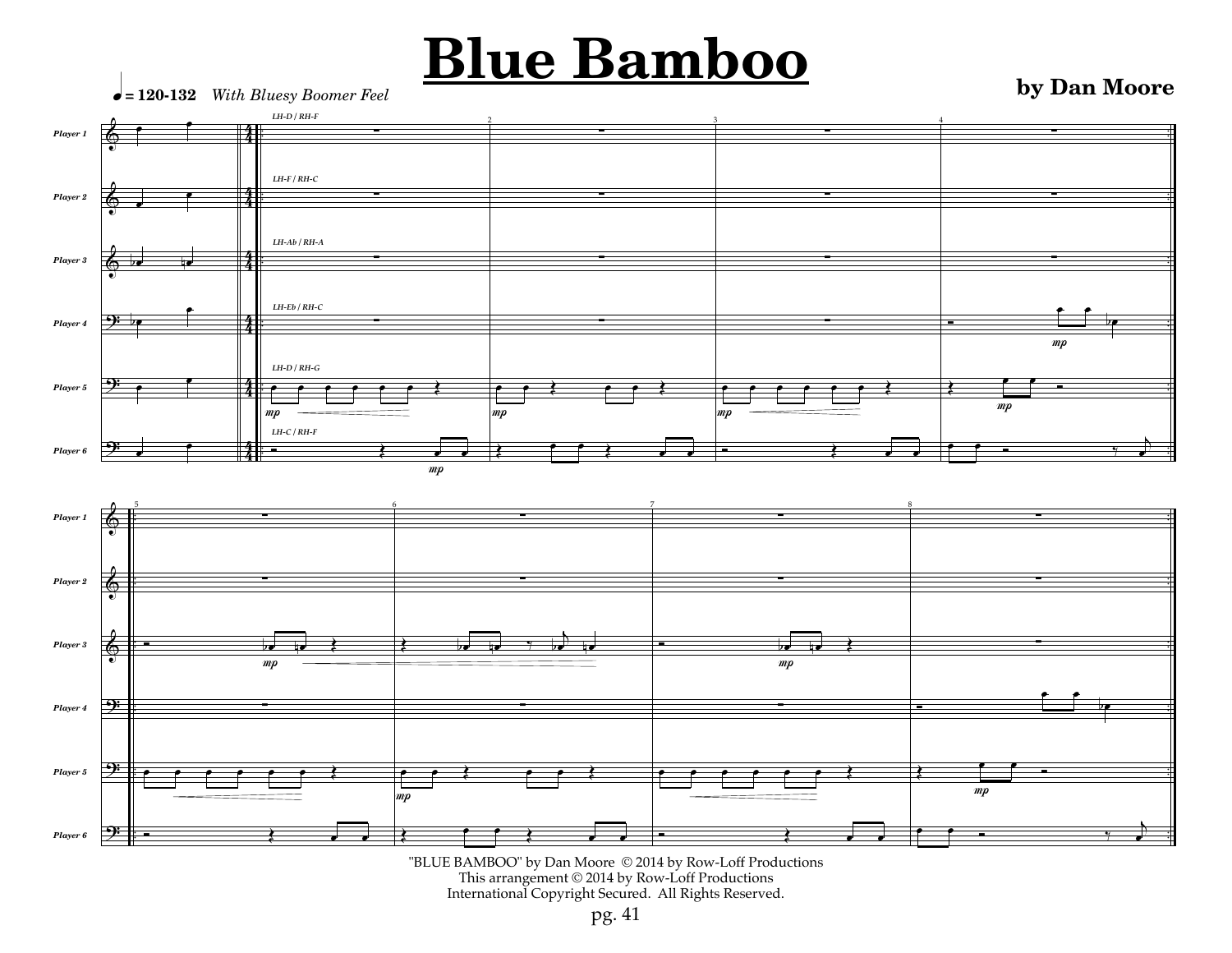# Blue Bamboo

**by Dan Moore**

"BLUE BAMBOO" by Dan Moore © 2014 by Row-Loff Productions
This arrangement © 2014 by Row-Loff Productions
International Copyright Secured. All Rights Reserved.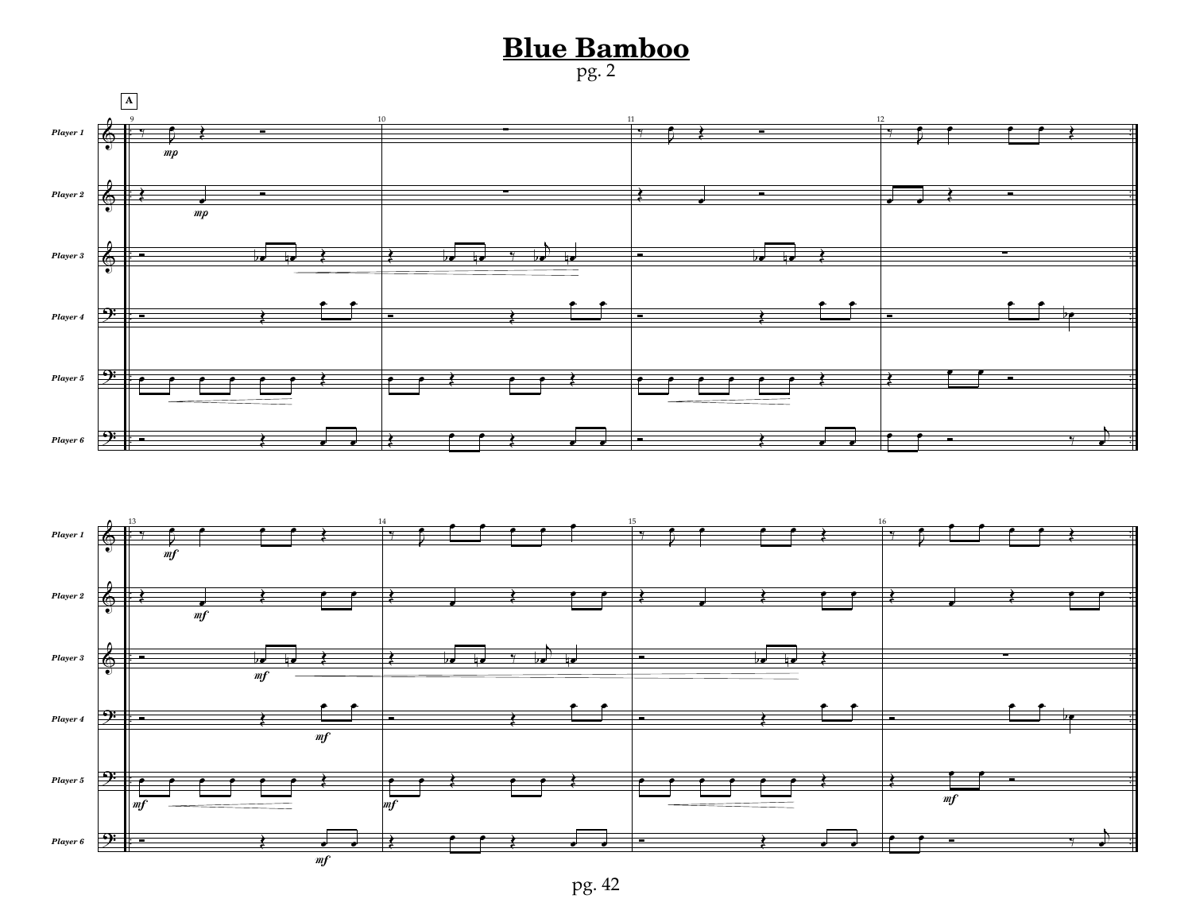# Blue Bamboo

pg. 2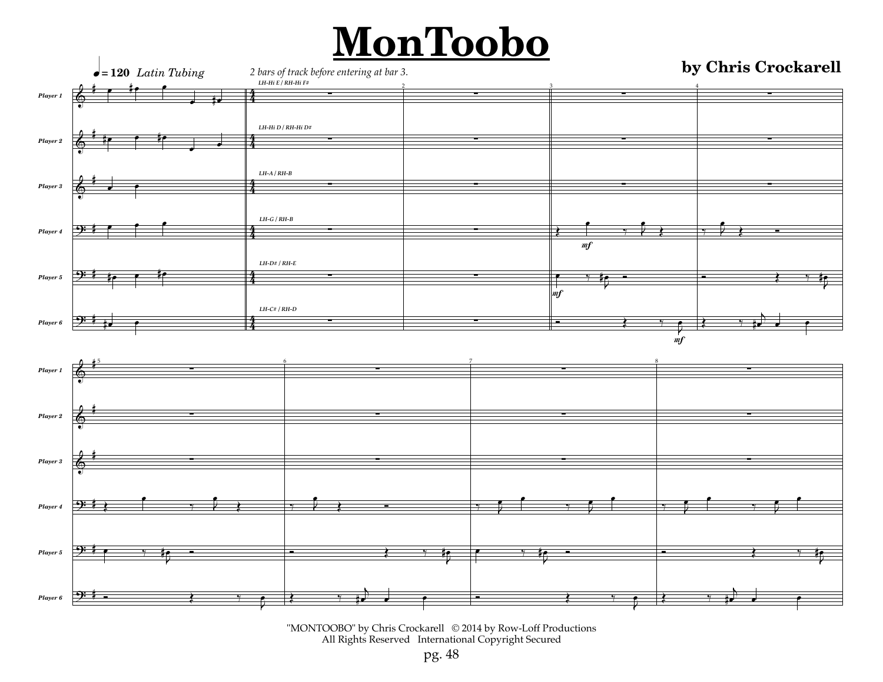# MonToobo

**by Chris Crockarell**

♩= 120 *Latin Tubing*

*2 bars of track before entering at bar 3.*

Player 1 — LH-Hi E / RH-Hi F#

Player 2 — LH-Hi D / RH-Hi D#

Player 3 — LH-A / RH-B

Player 4 — LH-G / RH-B

Player 5 — LH-D# / RH-E

Player 6 — LH-C# / RH-D

"MONTOOBO" by Chris Crockarell © 2014 by Row-Loff Productions
All Rights Reserved International Copyright Secured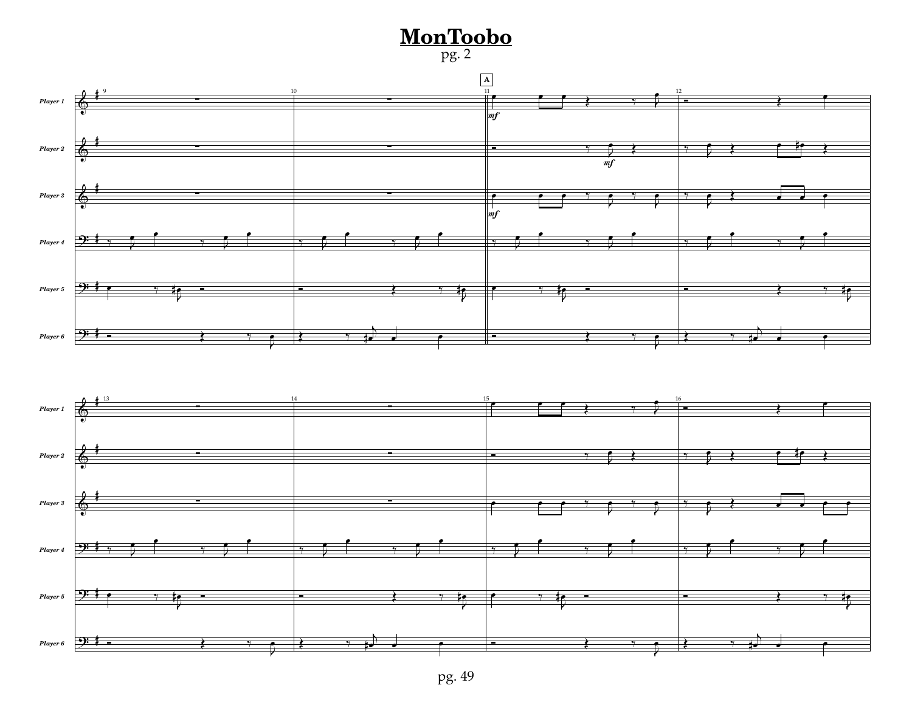# MonToobo

pg. 2

Player 1

Player 2

Player 3

Player 4

Player 5

Player 6

pg. 49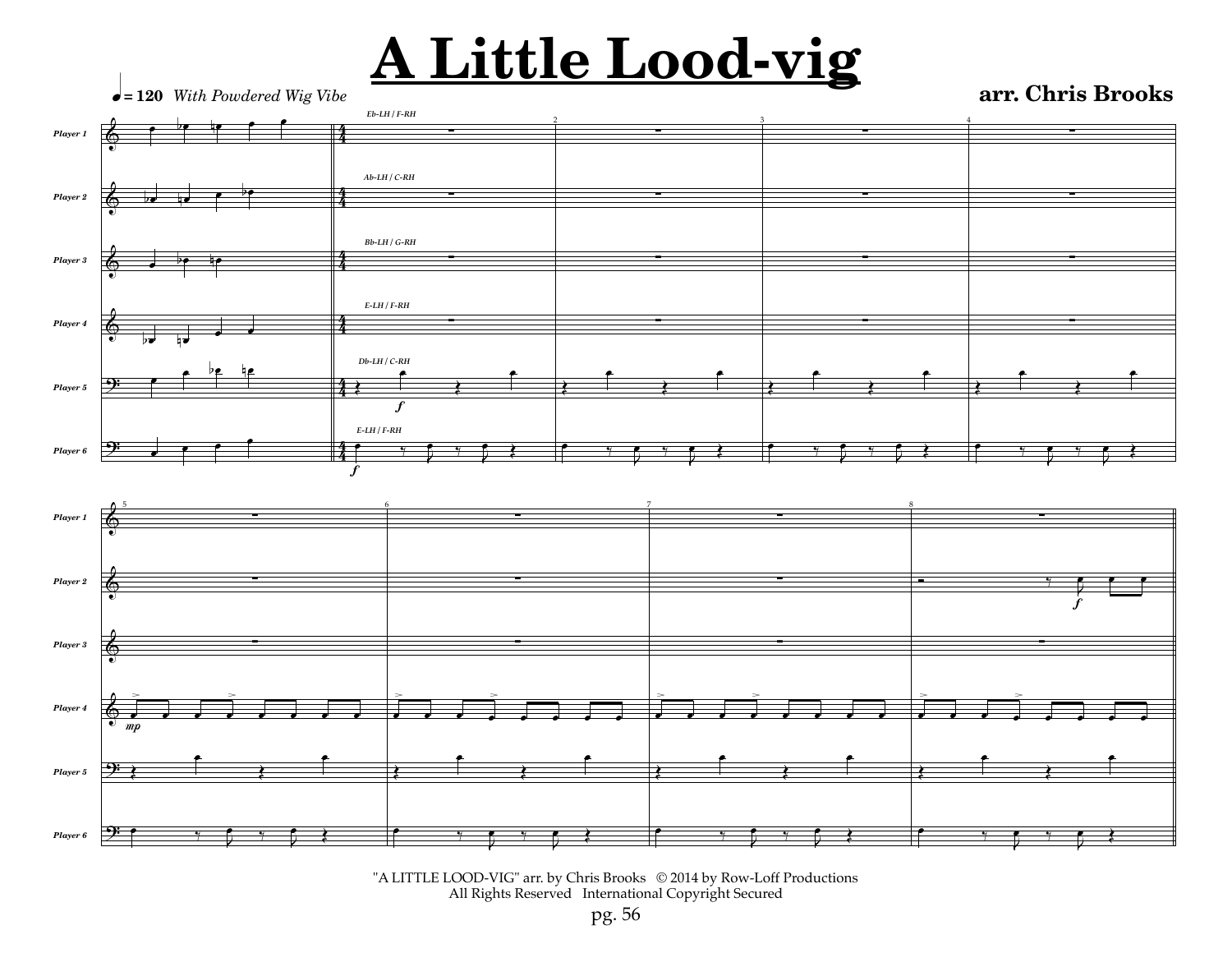# A Little Lood-vig

♩ = 120 *With Powdered Wig Vibe*

**arr. Chris Brooks**

"A LITTLE LOOD-VIG" arr. by Chris Brooks © 2014 by Row-Loff Productions
All Rights Reserved International Copyright Secured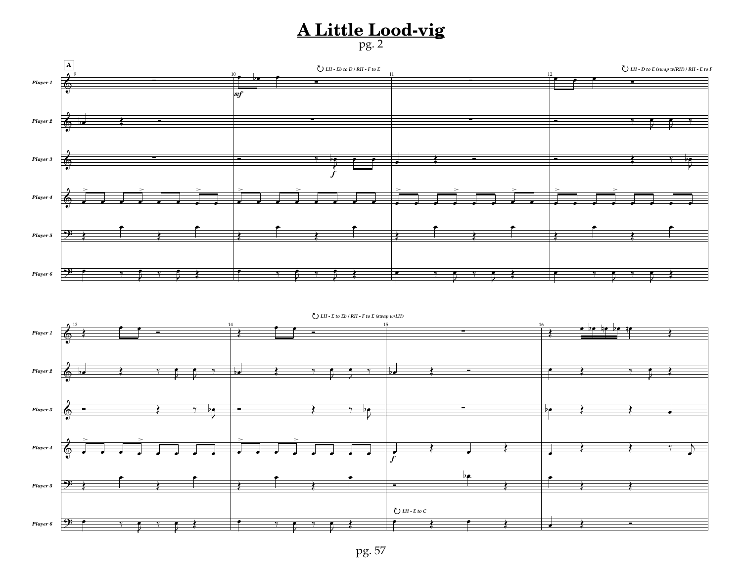# A Little Lood-vig

pg. 2

**A**

*Player 1*

*Player 2*

*Player 3*

*Player 4*

*Player 5*

*Player 6*

*LH - Eb to D / RH - F to E*

*LH - D to E (swap w/RH) / RH - E to F*

*LH - E to Eb / RH - F to E (swap w/LH)*

*LH - E to C*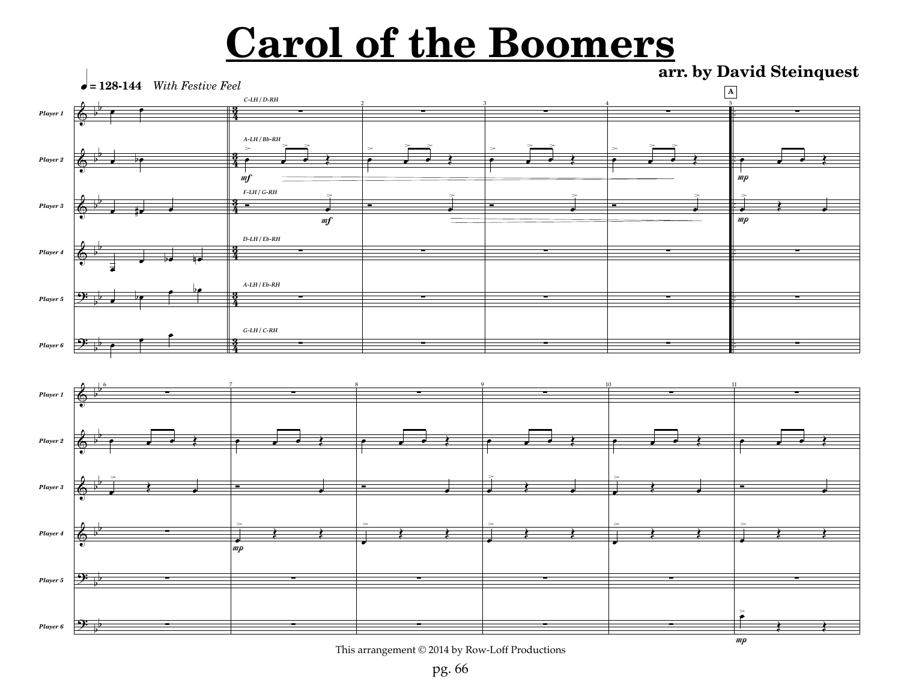# Carol of the Boomers

**arr. by David Steinquest**

This arrangement © 2014 by Row-Loff Productions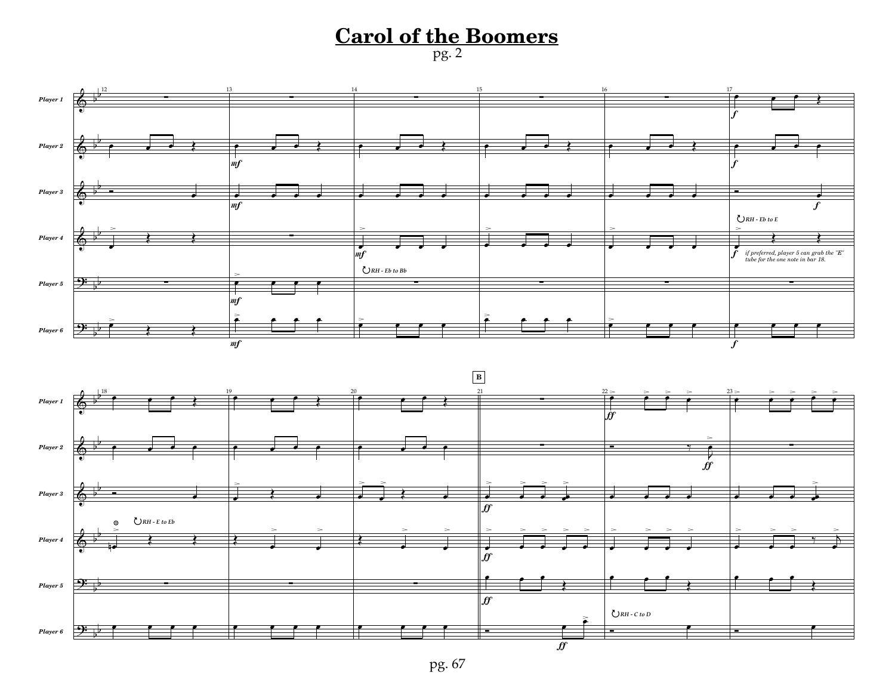# Carol of the Boomers

pg. 2

Player 1

Player 2

Player 3

Player 4

Player 5

Player 6

RH - Eb to Bb

RH - Eb to E

if preferred, player 5 can grab the "E" tube for the one note in bar 18.

RH - E to Eb

B

RH - C to D